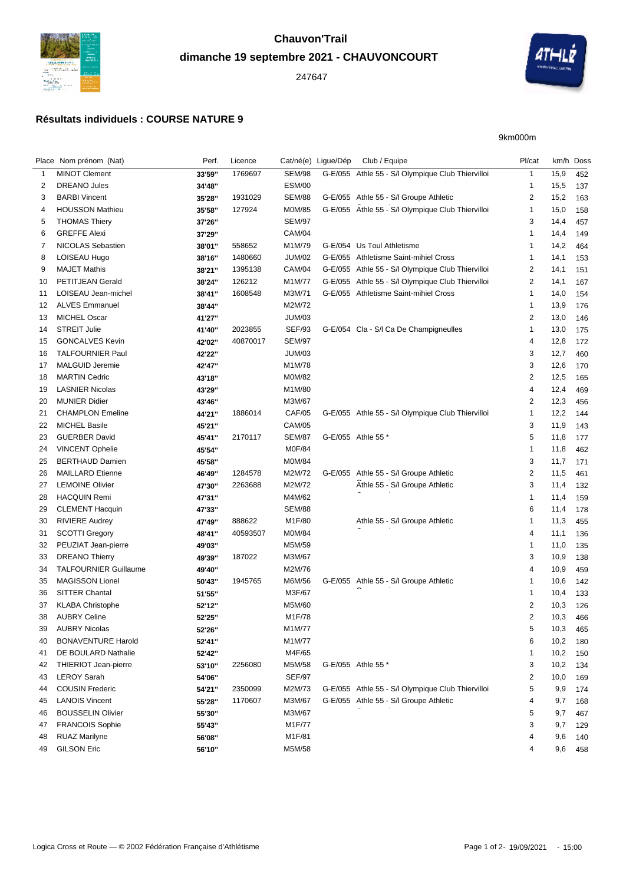# Chauvon'Trail

## dimanche 19 septembre 2021 - CHAUVONCOURT

247647

### Résultats individuels : COURSE NATURE 9

9km000m

| Place | Nom prénom (Nat) | Perf. | Licence | Cat/né(e) | Ligue/Dép | Club / Equipe | Pl/cat | km/h | Doss |
|---|---|---|---|---|---|---|---|---|---|
| 1 | MINOT Clement | 33'59'' | 1769697 | SEM/98 | G-E/055 | Athle 55 - S/l Olympique Club Thiervilloi | 1 | 15,9 | 452 |
| 2 | DREANO Jules | 34'48'' | | ESM/00 | | | 1 | 15,5 | 137 |
| 3 | BARBI Vincent | 35'28'' | 1931029 | SEM/88 | G-E/055 | Athle 55 - S/l Groupe Athletic | 2 | 15,2 | 163 |
| 4 | HOUSSON Mathieu | 35'58'' | 127924 | M0M/85 | G-E/055 | Athle 55 - S/l Olympique Club Thiervilloi | 1 | 15,0 | 158 |
| 5 | THOMAS Thiery | 37'26'' | | SEM/97 | | | 3 | 14,4 | 457 |
| 6 | GREFFE Alexi | 37'29'' | | CAM/04 | | | 1 | 14,4 | 149 |
| 7 | NICOLAS Sebastien | 38'01'' | 558652 | M1M/79 | G-E/054 | Us Toul Athletisme | 1 | 14,2 | 464 |
| 8 | LOISEAU Hugo | 38'16'' | 1480660 | JUM/02 | G-E/055 | Athletisme Saint-mihiel Cross | 1 | 14,1 | 153 |
| 9 | MAJET Mathis | 38'21'' | 1395138 | CAM/04 | G-E/055 | Athle 55 - S/l Olympique Club Thiervilloi | 2 | 14,1 | 151 |
| 10 | PETITJEAN Gerald | 38'24'' | 126212 | M1M/77 | G-E/055 | Athle 55 - S/l Olympique Club Thiervilloi | 2 | 14,1 | 167 |
| 11 | LOISEAU Jean-michel | 38'41'' | 1608548 | M3M/71 | G-E/055 | Athletisme Saint-mihiel Cross | 1 | 14,0 | 154 |
| 12 | ALVES Emmanuel | 38'44'' | | M2M/72 | | | 1 | 13,9 | 176 |
| 13 | MICHEL Oscar | 41'27'' | | JUM/03 | | | 2 | 13,0 | 146 |
| 14 | STREIT Julie | 41'40'' | 2023855 | SEF/93 | G-E/054 | Cla - S/l Ca De Champigneulles | 1 | 13,0 | 175 |
| 15 | GONCALVES Kevin | 42'02'' | 40870017 | SEM/97 | | | 4 | 12,8 | 172 |
| 16 | TALFOURNIER Paul | 42'22'' | | JUM/03 | | | 3 | 12,7 | 460 |
| 17 | MALGUID Jeremie | 42'47'' | | M1M/78 | | | 3 | 12,6 | 170 |
| 18 | MARTIN Cedric | 43'18'' | | M0M/82 | | | 2 | 12,5 | 165 |
| 19 | LASNIER Nicolas | 43'29'' | | M1M/80 | | | 4 | 12,4 | 469 |
| 20 | MUNIER Didier | 43'46'' | | M3M/67 | | | 2 | 12,3 | 456 |
| 21 | CHAMPLON Emeline | 44'21'' | 1886014 | CAF/05 | G-E/055 | Athle 55 - S/l Olympique Club Thiervilloi | 1 | 12,2 | 144 |
| 22 | MICHEL Basile | 45'21'' | | CAM/05 | | | 3 | 11,9 | 143 |
| 23 | GUERBER David | 45'41'' | 2170117 | SEM/87 | G-E/055 | Athle 55 * | 5 | 11,8 | 177 |
| 24 | VINCENT Ophelie | 45'54'' | | M0F/84 | | | 1 | 11,8 | 462 |
| 25 | BERTHAUD Damien | 45'58'' | | M0M/84 | | | 3 | 11,7 | 171 |
| 26 | MAILLARD Etienne | 46'49'' | 1284578 | M2M/72 | G-E/055 | Athle 55 - S/l Groupe Athletic | 2 | 11,5 | 461 |
| 27 | LEMOINE Olivier | 47'30'' | 2263688 | M2M/72 | | Athle 55 - S/l Groupe Athletic | 3 | 11,4 | 132 |
| 28 | HACQUIN Remi | 47'31'' | | M4M/62 | | | 1 | 11,4 | 159 |
| 29 | CLEMENT Hacquin | 47'33'' | | SEM/88 | | | 6 | 11,4 | 178 |
| 30 | RIVIERE Audrey | 47'49'' | 888622 | M1F/80 | | Athle 55 - S/l Groupe Athletic | 1 | 11,3 | 455 |
| 31 | SCOTTI Gregory | 48'41'' | 40593507 | M0M/84 | | | 4 | 11,1 | 136 |
| 32 | PEUZIAT Jean-pierre | 49'03'' | | M5M/59 | | | 1 | 11,0 | 135 |
| 33 | DREANO Thierry | 49'39'' | 187022 | M3M/67 | | | 3 | 10,9 | 138 |
| 34 | TALFOURNIER Guillaume | 49'40'' | | M2M/76 | | | 4 | 10,9 | 459 |
| 35 | MAGISSON Lionel | 50'43'' | 1945765 | M6M/56 | G-E/055 | Athle 55 - S/l Groupe Athletic | 1 | 10,6 | 142 |
| 36 | SITTER Chantal | 51'55'' | | M3F/67 | | | 1 | 10,4 | 133 |
| 37 | KLABA Christophe | 52'12'' | | M5M/60 | | | 2 | 10,3 | 126 |
| 38 | AUBRY Celine | 52'25'' | | M1F/78 | | | 2 | 10,3 | 466 |
| 39 | AUBRY Nicolas | 52'26'' | | M1M/77 | | | 5 | 10,3 | 465 |
| 40 | BONAVENTURE Harold | 52'41'' | | M1M/77 | | | 6 | 10,2 | 180 |
| 41 | DE BOULARD Nathalie | 52'42'' | | M4F/65 | | | 1 | 10,2 | 150 |
| 42 | THIERIOT Jean-pierre | 53'10'' | 2256080 | M5M/58 | G-E/055 | Athle 55 * | 3 | 10,2 | 134 |
| 43 | LEROY Sarah | 54'06'' | | SEF/97 | | | 2 | 10,0 | 169 |
| 44 | COUSIN Frederic | 54'21'' | 2350099 | M2M/73 | G-E/055 | Athle 55 - S/l Olympique Club Thiervilloi | 5 | 9,9 | 174 |
| 45 | LANOIS Vincent | 55'28'' | 1170607 | M3M/67 | G-E/055 | Athle 55 - S/l Groupe Athletic | 4 | 9,7 | 168 |
| 46 | BOUSSELIN Olivier | 55'30'' | | M3M/67 | | | 5 | 9,7 | 467 |
| 47 | FRANCOIS Sophie | 55'43'' | | M1F/77 | | | 3 | 9,7 | 129 |
| 48 | RUAZ Marilyne | 56'08'' | | M1F/81 | | | 4 | 9,6 | 140 |
| 49 | GILSON Eric | 56'10'' | | M5M/58 | | | 4 | 9,6 | 458 |

Logica Cross et Route — © 2002 Fédération Française d'Athlétisme — 19/09/2021 - 15:00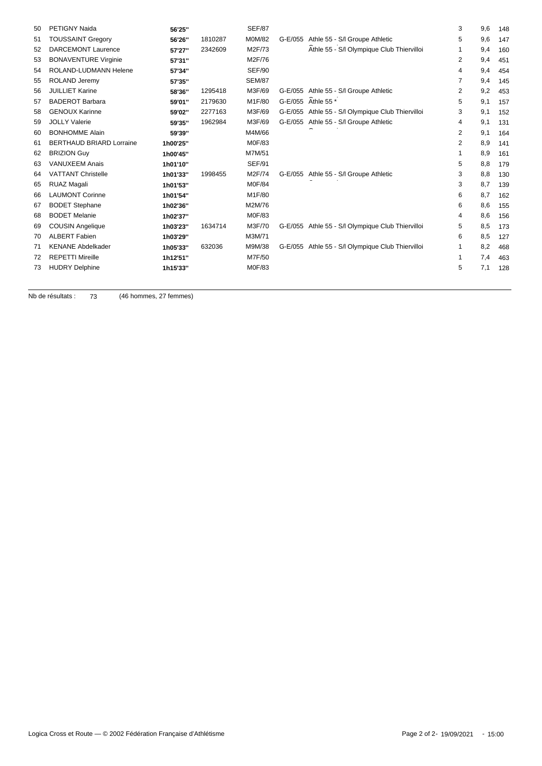| | | | | | | | | | |
|---|---|---|---|---|---|---|---|---|---|
| 50 | PETIGNY Naida | 56'25'' | | SEF/87 | | | 3 | 9,6 | 148 |
| 51 | TOUSSAINT Gregory | 56'26'' | 1810287 | M0M/82 | G-E/055 | Athle 55 - S/l Groupe Athletic | 5 | 9,6 | 147 |
| 52 | DARCEMONT Laurence | 57'27'' | 2342609 | M2F/73 | | Athle 55 - S/l Olympique Club Thiervilloi | 1 | 9,4 | 160 |
| 53 | BONAVENTURE Virginie | 57'31'' | | M2F/76 | | | 2 | 9,4 | 451 |
| 54 | ROLAND-LUDMANN Helene | 57'34'' | | SEF/90 | | | 4 | 9,4 | 454 |
| 55 | ROLAND Jeremy | 57'35'' | | SEM/87 | | | 7 | 9,4 | 145 |
| 56 | JUILLIET Karine | 58'36'' | 1295418 | M3F/69 | G-E/055 | Athle 55 - S/l Groupe Athletic | 2 | 9,2 | 453 |
| 57 | BADEROT Barbara | 59'01'' | 2179630 | M1F/80 | G-E/055 | Athle 55 * | 5 | 9,1 | 157 |
| 58 | GENOUX Karinne | 59'02'' | 2277163 | M3F/69 | G-E/055 | Athle 55 - S/l Olympique Club Thiervilloi | 3 | 9,1 | 152 |
| 59 | JOLLY Valerie | 59'35'' | 1962984 | M3F/69 | G-E/055 | Athle 55 - S/l Groupe Athletic | 4 | 9,1 | 131 |
| 60 | BONHOMME Alain | 59'39'' | | M4M/66 | | | 2 | 9,1 | 164 |
| 61 | BERTHAUD BRIARD Lorraine | 1h00'25'' | | M0F/83 | | | 2 | 8,9 | 141 |
| 62 | BRIZION Guy | 1h00'45'' | | M7M/51 | | | 1 | 8,9 | 161 |
| 63 | VANUXEEM Anais | 1h01'10'' | | SEF/91 | | | 5 | 8,8 | 179 |
| 64 | VATTANT Christelle | 1h01'33'' | 1998455 | M2F/74 | G-E/055 | Athle 55 - S/l Groupe Athletic | 3 | 8,8 | 130 |
| 65 | RUAZ Magali | 1h01'53'' | | M0F/84 | | | 3 | 8,7 | 139 |
| 66 | LAUMONT Corinne | 1h01'54'' | | M1F/80 | | | 6 | 8,7 | 162 |
| 67 | BODET Stephane | 1h02'36'' | | M2M/76 | | | 6 | 8,6 | 155 |
| 68 | BODET Melanie | 1h02'37'' | | M0F/83 | | | 4 | 8,6 | 156 |
| 69 | COUSIN Angelique | 1h03'23'' | 1634714 | M3F/70 | G-E/055 | Athle 55 - S/l Olympique Club Thiervilloi | 5 | 8,5 | 173 |
| 70 | ALBERT Fabien | 1h03'29'' | | M3M/71 | | | 6 | 8,5 | 127 |
| 71 | KENANE Abdelkader | 1h05'33'' | 632036 | M9M/38 | G-E/055 | Athle 55 - S/l Olympique Club Thiervilloi | 1 | 8,2 | 468 |
| 72 | REPETTI Mireille | 1h12'51'' | | M7F/50 | | | 1 | 7,4 | 463 |
| 73 | HUDRY Delphine | 1h15'33'' | | M0F/83 | | | 5 | 7,1 | 128 |

Nb de résultats : 73 (46 hommes, 27 femmes)

Logica Cross et Route — © 2002 Fédération Française d'Athlétisme